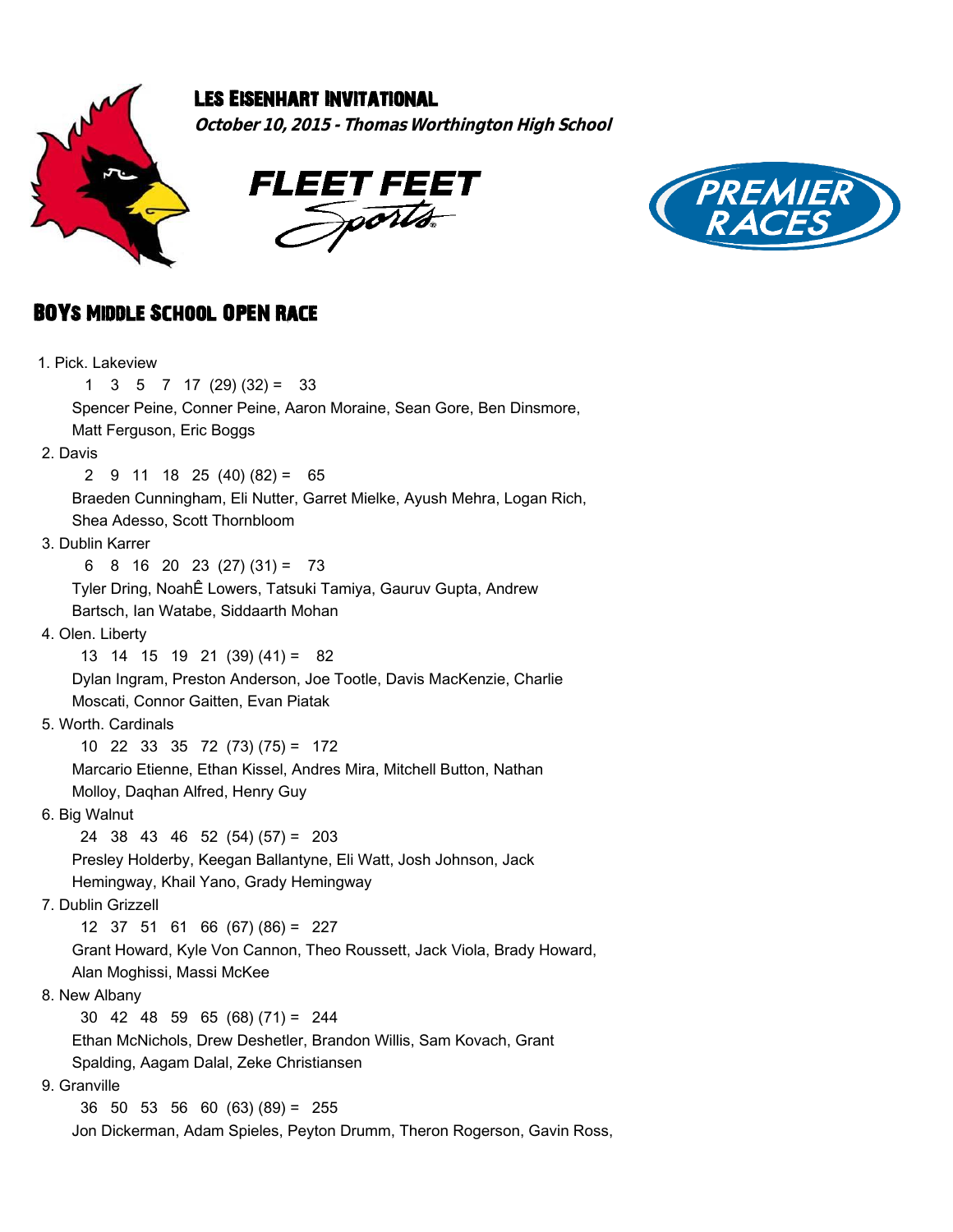# Les Eisenhart Invitational

*October 10, 2015 - Thomas Worthington High School*

FLEET FEET Sports

PREMIER RACES

## BOYs Middle School Open Race

1. Pick. Lakeview
   1 3 5 7 17 (29) (32) = 33
   Spencer Peine, Conner Peine, Aaron Moraine, Sean Gore, Ben Dinsmore, Matt Ferguson, Eric Boggs
2. Davis
   2 9 11 18 25 (40) (82) = 65
   Braeden Cunningham, Eli Nutter, Garret Mielke, Ayush Mehra, Logan Rich, Shea Adesso, Scott Thornbloom
3. Dublin Karrer
   6 8 16 20 23 (27) (31) = 73
   Tyler Dring, NoahÊ Lowers, Tatsuki Tamiya, Gauruv Gupta, Andrew Bartsch, Ian Watabe, Siddaarth Mohan
4. Olen. Liberty
   13 14 15 19 21 (39) (41) = 82
   Dylan Ingram, Preston Anderson, Joe Tootle, Davis MacKenzie, Charlie Moscati, Connor Gaitten, Evan Piatak
5. Worth. Cardinals
   10 22 33 35 72 (73) (75) = 172
   Marcario Etienne, Ethan Kissel, Andres Mira, Mitchell Button, Nathan Molloy, Daqhan Alfred, Henry Guy
6. Big Walnut
   24 38 43 46 52 (54) (57) = 203
   Presley Holderby, Keegan Ballantyne, Eli Watt, Josh Johnson, Jack Hemingway, Khail Yano, Grady Hemingway
7. Dublin Grizzell
   12 37 51 61 66 (67) (86) = 227
   Grant Howard, Kyle Von Cannon, Theo Roussett, Jack Viola, Brady Howard, Alan Moghissi, Massi McKee
8. New Albany
   30 42 48 59 65 (68) (71) = 244
   Ethan McNichols, Drew Deshetler, Brandon Willis, Sam Kovach, Grant Spalding, Aagam Dalal, Zeke Christiansen
9. Granville
   36 50 53 56 60 (63) (89) = 255
   Jon Dickerman, Adam Spieles, Peyton Drumm, Theron Rogerson, Gavin Ross,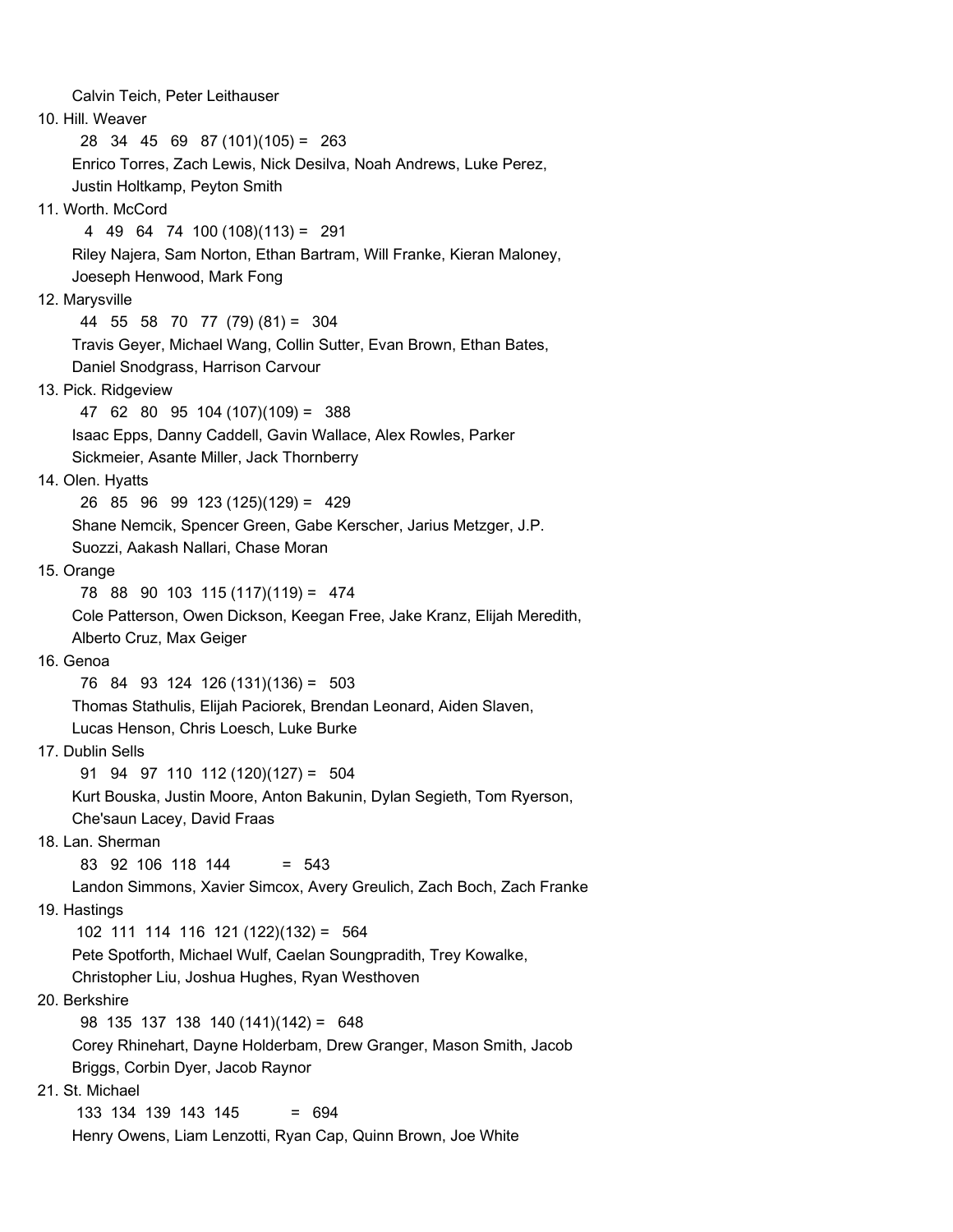Calvin Teich, Peter Leithauser

10. Hill. Weaver
    28 34 45 69 87 (101)(105) = 263
    Enrico Torres, Zach Lewis, Nick Desilva, Noah Andrews, Luke Perez,
    Justin Holtkamp, Peyton Smith
11. Worth. McCord
    4 49 64 74 100 (108)(113) = 291
    Riley Najera, Sam Norton, Ethan Bartram, Will Franke, Kieran Maloney,
    Joeseph Henwood, Mark Fong
12. Marysville
    44 55 58 70 77 (79) (81) = 304
    Travis Geyer, Michael Wang, Collin Sutter, Evan Brown, Ethan Bates,
    Daniel Snodgrass, Harrison Carvour
13. Pick. Ridgeview
    47 62 80 95 104 (107)(109) = 388
    Isaac Epps, Danny Caddell, Gavin Wallace, Alex Rowles, Parker
    Sickmeier, Asante Miller, Jack Thornberry
14. Olen. Hyatts
    26 85 96 99 123 (125)(129) = 429
    Shane Nemcik, Spencer Green, Gabe Kerscher, Jarius Metzger, J.P.
    Suozzi, Aakash Nallari, Chase Moran
15. Orange
    78 88 90 103 115 (117)(119) = 474
    Cole Patterson, Owen Dickson, Keegan Free, Jake Kranz, Elijah Meredith,
    Alberto Cruz, Max Geiger
16. Genoa
    76 84 93 124 126 (131)(136) = 503
    Thomas Stathulis, Elijah Paciorek, Brendan Leonard, Aiden Slaven,
    Lucas Henson, Chris Loesch, Luke Burke
17. Dublin Sells
    91 94 97 110 112 (120)(127) = 504
    Kurt Bouska, Justin Moore, Anton Bakunin, Dylan Segieth, Tom Ryerson,
    Che'saun Lacey, David Fraas
18. Lan. Sherman
    83 92 106 118 144 = 543
    Landon Simmons, Xavier Simcox, Avery Greulich, Zach Boch, Zach Franke
19. Hastings
    102 111 114 116 121 (122)(132) = 564
    Pete Spotforth, Michael Wulf, Caelan Soungpradith, Trey Kowalke,
    Christopher Liu, Joshua Hughes, Ryan Westhoven
20. Berkshire
    98 135 137 138 140 (141)(142) = 648
    Corey Rhinehart, Dayne Holderbam, Drew Granger, Mason Smith, Jacob
    Briggs, Corbin Dyer, Jacob Raynor
21. St. Michael
    133 134 139 143 145 = 694
    Henry Owens, Liam Lenzotti, Ryan Cap, Quinn Brown, Joe White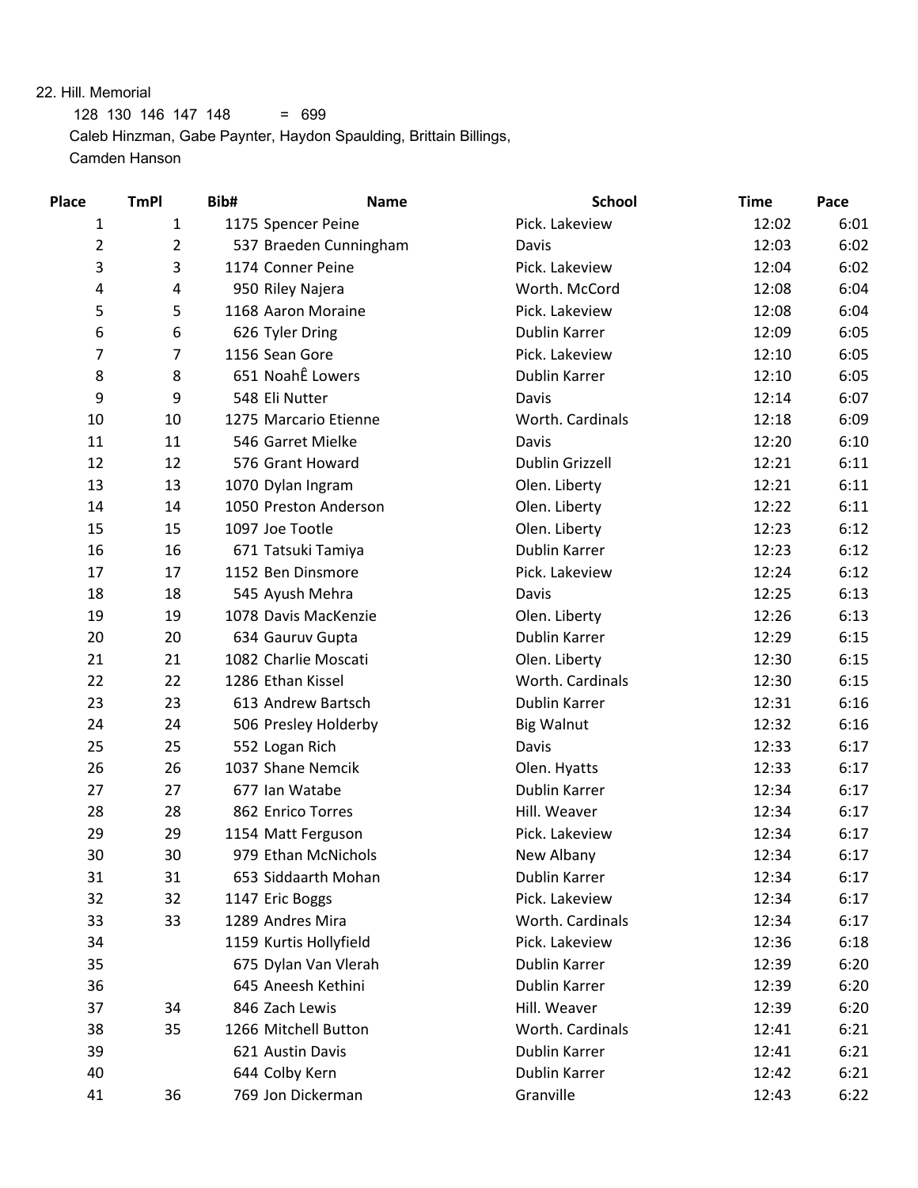22. Hill. Memorial

128 130 146 147 148 = 699

Caleb Hinzman, Gabe Paynter, Haydon Spaulding, Brittain Billings, Camden Hanson

| Place | TmPl | Bib# | Name | School | Time | Pace |
|---|---|---|---|---|---|---|
| 1 | 1 | 1175 | Spencer Peine | Pick. Lakeview | 12:02 | 6:01 |
| 2 | 2 | 537 | Braeden Cunningham | Davis | 12:03 | 6:02 |
| 3 | 3 | 1174 | Conner Peine | Pick. Lakeview | 12:04 | 6:02 |
| 4 | 4 | 950 | Riley Najera | Worth. McCord | 12:08 | 6:04 |
| 5 | 5 | 1168 | Aaron Moraine | Pick. Lakeview | 12:08 | 6:04 |
| 6 | 6 | 626 | Tyler Dring | Dublin Karrer | 12:09 | 6:05 |
| 7 | 7 | 1156 | Sean Gore | Pick. Lakeview | 12:10 | 6:05 |
| 8 | 8 | 651 | NoahÊ Lowers | Dublin Karrer | 12:10 | 6:05 |
| 9 | 9 | 548 | Eli Nutter | Davis | 12:14 | 6:07 |
| 10 | 10 | 1275 | Marcario Etienne | Worth. Cardinals | 12:18 | 6:09 |
| 11 | 11 | 546 | Garret Mielke | Davis | 12:20 | 6:10 |
| 12 | 12 | 576 | Grant Howard | Dublin Grizzell | 12:21 | 6:11 |
| 13 | 13 | 1070 | Dylan Ingram | Olen. Liberty | 12:21 | 6:11 |
| 14 | 14 | 1050 | Preston Anderson | Olen. Liberty | 12:22 | 6:11 |
| 15 | 15 | 1097 | Joe Tootle | Olen. Liberty | 12:23 | 6:12 |
| 16 | 16 | 671 | Tatsuki Tamiya | Dublin Karrer | 12:23 | 6:12 |
| 17 | 17 | 1152 | Ben Dinsmore | Pick. Lakeview | 12:24 | 6:12 |
| 18 | 18 | 545 | Ayush Mehra | Davis | 12:25 | 6:13 |
| 19 | 19 | 1078 | Davis MacKenzie | Olen. Liberty | 12:26 | 6:13 |
| 20 | 20 | 634 | Gauruv Gupta | Dublin Karrer | 12:29 | 6:15 |
| 21 | 21 | 1082 | Charlie Moscati | Olen. Liberty | 12:30 | 6:15 |
| 22 | 22 | 1286 | Ethan Kissel | Worth. Cardinals | 12:30 | 6:15 |
| 23 | 23 | 613 | Andrew Bartsch | Dublin Karrer | 12:31 | 6:16 |
| 24 | 24 | 506 | Presley Holderby | Big Walnut | 12:32 | 6:16 |
| 25 | 25 | 552 | Logan Rich | Davis | 12:33 | 6:17 |
| 26 | 26 | 1037 | Shane Nemcik | Olen. Hyatts | 12:33 | 6:17 |
| 27 | 27 | 677 | Ian Watabe | Dublin Karrer | 12:34 | 6:17 |
| 28 | 28 | 862 | Enrico Torres | Hill. Weaver | 12:34 | 6:17 |
| 29 | 29 | 1154 | Matt Ferguson | Pick. Lakeview | 12:34 | 6:17 |
| 30 | 30 | 979 | Ethan McNichols | New Albany | 12:34 | 6:17 |
| 31 | 31 | 653 | Siddaarth Mohan | Dublin Karrer | 12:34 | 6:17 |
| 32 | 32 | 1147 | Eric Boggs | Pick. Lakeview | 12:34 | 6:17 |
| 33 | 33 | 1289 | Andres Mira | Worth. Cardinals | 12:34 | 6:17 |
| 34 | | 1159 | Kurtis Hollyfield | Pick. Lakeview | 12:36 | 6:18 |
| 35 | | 675 | Dylan Van Vlerah | Dublin Karrer | 12:39 | 6:20 |
| 36 | | 645 | Aneesh Kethini | Dublin Karrer | 12:39 | 6:20 |
| 37 | 34 | 846 | Zach Lewis | Hill. Weaver | 12:39 | 6:20 |
| 38 | 35 | 1266 | Mitchell Button | Worth. Cardinals | 12:41 | 6:21 |
| 39 | | 621 | Austin Davis | Dublin Karrer | 12:41 | 6:21 |
| 40 | | 644 | Colby Kern | Dublin Karrer | 12:42 | 6:21 |
| 41 | 36 | 769 | Jon Dickerman | Granville | 12:43 | 6:22 |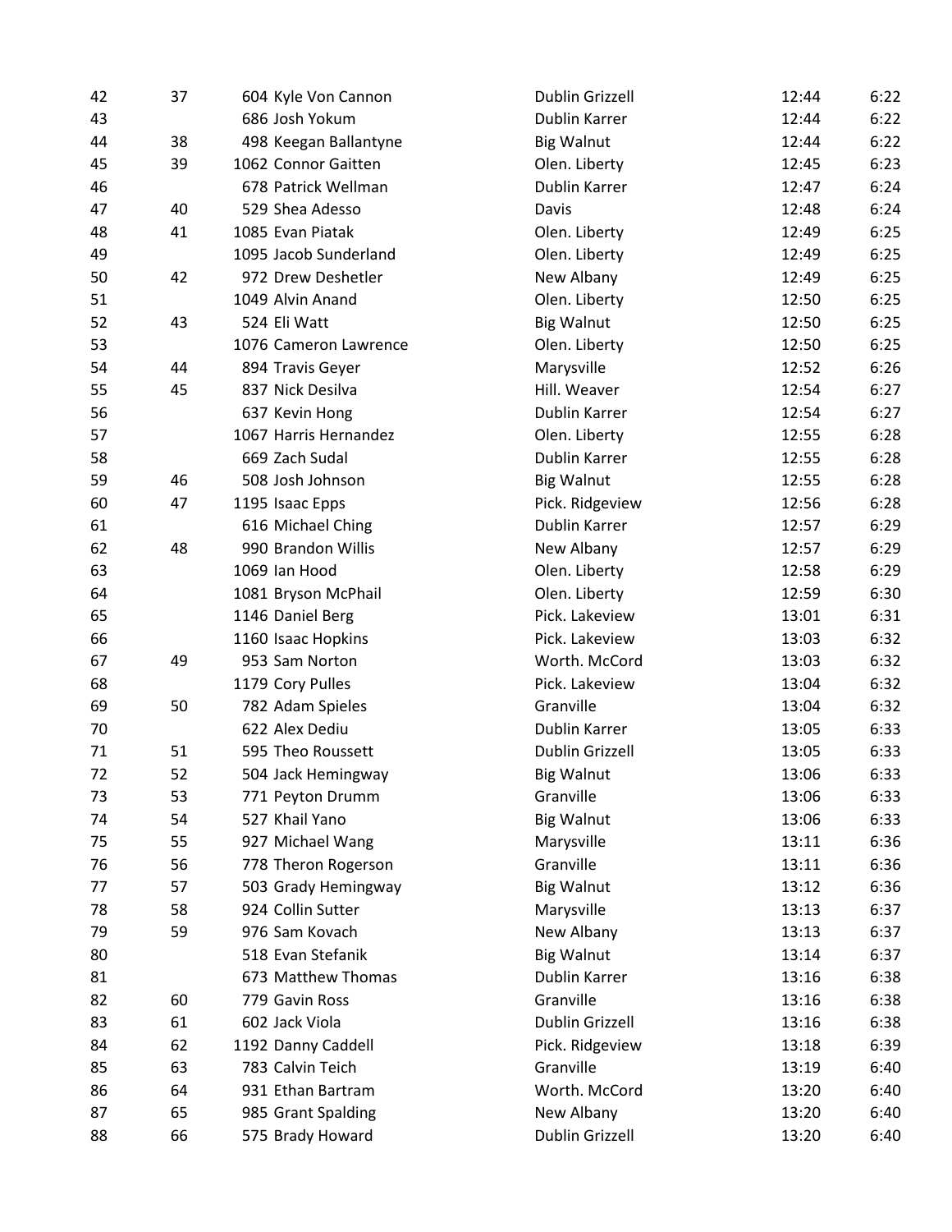| | | | | | | |
|---|---|---|---|---|---|---|
| 42 | 37 | 604 | Kyle Von Cannon | Dublin Grizzell | 12:44 | 6:22 |
| 43 | | 686 | Josh Yokum | Dublin Karrer | 12:44 | 6:22 |
| 44 | 38 | 498 | Keegan Ballantyne | Big Walnut | 12:44 | 6:22 |
| 45 | 39 | 1062 | Connor Gaitten | Olen. Liberty | 12:45 | 6:23 |
| 46 | | 678 | Patrick Wellman | Dublin Karrer | 12:47 | 6:24 |
| 47 | 40 | 529 | Shea Adesso | Davis | 12:48 | 6:24 |
| 48 | 41 | 1085 | Evan Piatak | Olen. Liberty | 12:49 | 6:25 |
| 49 | | 1095 | Jacob Sunderland | Olen. Liberty | 12:49 | 6:25 |
| 50 | 42 | 972 | Drew Deshetler | New Albany | 12:49 | 6:25 |
| 51 | | 1049 | Alvin Anand | Olen. Liberty | 12:50 | 6:25 |
| 52 | 43 | 524 | Eli Watt | Big Walnut | 12:50 | 6:25 |
| 53 | | 1076 | Cameron Lawrence | Olen. Liberty | 12:50 | 6:25 |
| 54 | 44 | 894 | Travis Geyer | Marysville | 12:52 | 6:26 |
| 55 | 45 | 837 | Nick Desilva | Hill. Weaver | 12:54 | 6:27 |
| 56 | | 637 | Kevin Hong | Dublin Karrer | 12:54 | 6:27 |
| 57 | | 1067 | Harris Hernandez | Olen. Liberty | 12:55 | 6:28 |
| 58 | | 669 | Zach Sudal | Dublin Karrer | 12:55 | 6:28 |
| 59 | 46 | 508 | Josh Johnson | Big Walnut | 12:55 | 6:28 |
| 60 | 47 | 1195 | Isaac Epps | Pick. Ridgeview | 12:56 | 6:28 |
| 61 | | 616 | Michael Ching | Dublin Karrer | 12:57 | 6:29 |
| 62 | 48 | 990 | Brandon Willis | New Albany | 12:57 | 6:29 |
| 63 | | 1069 | Ian Hood | Olen. Liberty | 12:58 | 6:29 |
| 64 | | 1081 | Bryson McPhail | Olen. Liberty | 12:59 | 6:30 |
| 65 | | 1146 | Daniel Berg | Pick. Lakeview | 13:01 | 6:31 |
| 66 | | 1160 | Isaac Hopkins | Pick. Lakeview | 13:03 | 6:32 |
| 67 | 49 | 953 | Sam Norton | Worth. McCord | 13:03 | 6:32 |
| 68 | | 1179 | Cory Pulles | Pick. Lakeview | 13:04 | 6:32 |
| 69 | 50 | 782 | Adam Spieles | Granville | 13:04 | 6:32 |
| 70 | | 622 | Alex Dediu | Dublin Karrer | 13:05 | 6:33 |
| 71 | 51 | 595 | Theo Roussett | Dublin Grizzell | 13:05 | 6:33 |
| 72 | 52 | 504 | Jack Hemingway | Big Walnut | 13:06 | 6:33 |
| 73 | 53 | 771 | Peyton Drumm | Granville | 13:06 | 6:33 |
| 74 | 54 | 527 | Khail Yano | Big Walnut | 13:06 | 6:33 |
| 75 | 55 | 927 | Michael Wang | Marysville | 13:11 | 6:36 |
| 76 | 56 | 778 | Theron Rogerson | Granville | 13:11 | 6:36 |
| 77 | 57 | 503 | Grady Hemingway | Big Walnut | 13:12 | 6:36 |
| 78 | 58 | 924 | Collin Sutter | Marysville | 13:13 | 6:37 |
| 79 | 59 | 976 | Sam Kovach | New Albany | 13:13 | 6:37 |
| 80 | | 518 | Evan Stefanik | Big Walnut | 13:14 | 6:37 |
| 81 | | 673 | Matthew Thomas | Dublin Karrer | 13:16 | 6:38 |
| 82 | 60 | 779 | Gavin Ross | Granville | 13:16 | 6:38 |
| 83 | 61 | 602 | Jack Viola | Dublin Grizzell | 13:16 | 6:38 |
| 84 | 62 | 1192 | Danny Caddell | Pick. Ridgeview | 13:18 | 6:39 |
| 85 | 63 | 783 | Calvin Teich | Granville | 13:19 | 6:40 |
| 86 | 64 | 931 | Ethan Bartram | Worth. McCord | 13:20 | 6:40 |
| 87 | 65 | 985 | Grant Spalding | New Albany | 13:20 | 6:40 |
| 88 | 66 | 575 | Brady Howard | Dublin Grizzell | 13:20 | 6:40 |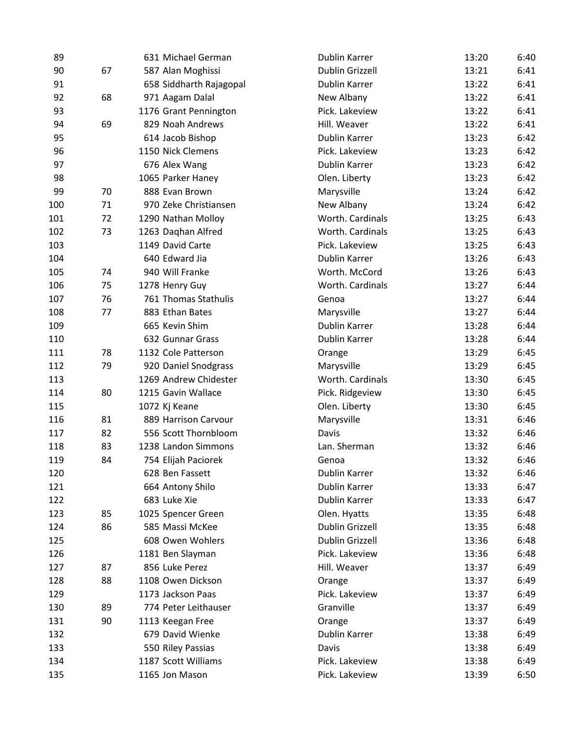| | | | | | | |
|---|---|---|---|---|---|---|
| 89 | | 631 | Michael German | Dublin Karrer | 13:20 | 6:40 |
| 90 | 67 | 587 | Alan Moghissi | Dublin Grizzell | 13:21 | 6:41 |
| 91 | | 658 | Siddharth Rajagopal | Dublin Karrer | 13:22 | 6:41 |
| 92 | 68 | 971 | Aagam Dalal | New Albany | 13:22 | 6:41 |
| 93 | | 1176 | Grant Pennington | Pick. Lakeview | 13:22 | 6:41 |
| 94 | 69 | 829 | Noah Andrews | Hill. Weaver | 13:22 | 6:41 |
| 95 | | 614 | Jacob Bishop | Dublin Karrer | 13:23 | 6:42 |
| 96 | | 1150 | Nick Clemens | Pick. Lakeview | 13:23 | 6:42 |
| 97 | | 676 | Alex Wang | Dublin Karrer | 13:23 | 6:42 |
| 98 | | 1065 | Parker Haney | Olen. Liberty | 13:23 | 6:42 |
| 99 | 70 | 888 | Evan Brown | Marysville | 13:24 | 6:42 |
| 100 | 71 | 970 | Zeke Christiansen | New Albany | 13:24 | 6:42 |
| 101 | 72 | 1290 | Nathan Molloy | Worth. Cardinals | 13:25 | 6:43 |
| 102 | 73 | 1263 | Daqhan Alfred | Worth. Cardinals | 13:25 | 6:43 |
| 103 | | 1149 | David Carte | Pick. Lakeview | 13:25 | 6:43 |
| 104 | | 640 | Edward Jia | Dublin Karrer | 13:26 | 6:43 |
| 105 | 74 | 940 | Will Franke | Worth. McCord | 13:26 | 6:43 |
| 106 | 75 | 1278 | Henry Guy | Worth. Cardinals | 13:27 | 6:44 |
| 107 | 76 | 761 | Thomas Stathulis | Genoa | 13:27 | 6:44 |
| 108 | 77 | 883 | Ethan Bates | Marysville | 13:27 | 6:44 |
| 109 | | 665 | Kevin Shim | Dublin Karrer | 13:28 | 6:44 |
| 110 | | 632 | Gunnar Grass | Dublin Karrer | 13:28 | 6:44 |
| 111 | 78 | 1132 | Cole Patterson | Orange | 13:29 | 6:45 |
| 112 | 79 | 920 | Daniel Snodgrass | Marysville | 13:29 | 6:45 |
| 113 | | 1269 | Andrew Chidester | Worth. Cardinals | 13:30 | 6:45 |
| 114 | 80 | 1215 | Gavin Wallace | Pick. Ridgeview | 13:30 | 6:45 |
| 115 | | 1072 | Kj Keane | Olen. Liberty | 13:30 | 6:45 |
| 116 | 81 | 889 | Harrison Carvour | Marysville | 13:31 | 6:46 |
| 117 | 82 | 556 | Scott Thornbloom | Davis | 13:32 | 6:46 |
| 118 | 83 | 1238 | Landon Simmons | Lan. Sherman | 13:32 | 6:46 |
| 119 | 84 | 754 | Elijah Paciorek | Genoa | 13:32 | 6:46 |
| 120 | | 628 | Ben Fassett | Dublin Karrer | 13:32 | 6:46 |
| 121 | | 664 | Antony Shilo | Dublin Karrer | 13:33 | 6:47 |
| 122 | | 683 | Luke Xie | Dublin Karrer | 13:33 | 6:47 |
| 123 | 85 | 1025 | Spencer Green | Olen. Hyatts | 13:35 | 6:48 |
| 124 | 86 | 585 | Massi McKee | Dublin Grizzell | 13:35 | 6:48 |
| 125 | | 608 | Owen Wohlers | Dublin Grizzell | 13:36 | 6:48 |
| 126 | | 1181 | Ben Slayman | Pick. Lakeview | 13:36 | 6:48 |
| 127 | 87 | 856 | Luke Perez | Hill. Weaver | 13:37 | 6:49 |
| 128 | 88 | 1108 | Owen Dickson | Orange | 13:37 | 6:49 |
| 129 | | 1173 | Jackson Paas | Pick. Lakeview | 13:37 | 6:49 |
| 130 | 89 | 774 | Peter Leithauser | Granville | 13:37 | 6:49 |
| 131 | 90 | 1113 | Keegan Free | Orange | 13:37 | 6:49 |
| 132 | | 679 | David Wienke | Dublin Karrer | 13:38 | 6:49 |
| 133 | | 550 | Riley Passias | Davis | 13:38 | 6:49 |
| 134 | | 1187 | Scott Williams | Pick. Lakeview | 13:38 | 6:49 |
| 135 | | 1165 | Jon Mason | Pick. Lakeview | 13:39 | 6:50 |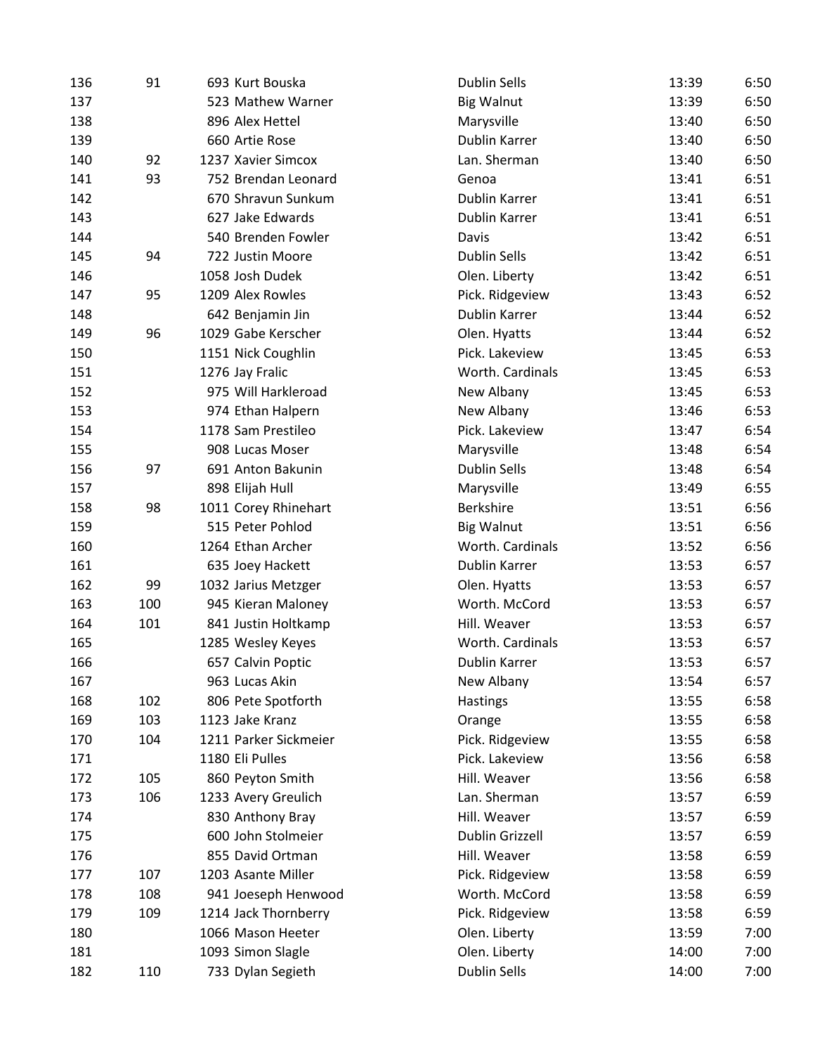| | | | | | | |
|---|---|---|---|---|---|---|
| 136 | 91 | 693 | Kurt Bouska | Dublin Sells | 13:39 | 6:50 |
| 137 | | 523 | Mathew Warner | Big Walnut | 13:39 | 6:50 |
| 138 | | 896 | Alex Hettel | Marysville | 13:40 | 6:50 |
| 139 | | 660 | Artie Rose | Dublin Karrer | 13:40 | 6:50 |
| 140 | 92 | 1237 | Xavier Simcox | Lan. Sherman | 13:40 | 6:50 |
| 141 | 93 | 752 | Brendan Leonard | Genoa | 13:41 | 6:51 |
| 142 | | 670 | Shravun Sunkum | Dublin Karrer | 13:41 | 6:51 |
| 143 | | 627 | Jake Edwards | Dublin Karrer | 13:41 | 6:51 |
| 144 | | 540 | Brenden Fowler | Davis | 13:42 | 6:51 |
| 145 | 94 | 722 | Justin Moore | Dublin Sells | 13:42 | 6:51 |
| 146 | | 1058 | Josh Dudek | Olen. Liberty | 13:42 | 6:51 |
| 147 | 95 | 1209 | Alex Rowles | Pick. Ridgeview | 13:43 | 6:52 |
| 148 | | 642 | Benjamin Jin | Dublin Karrer | 13:44 | 6:52 |
| 149 | 96 | 1029 | Gabe Kerscher | Olen. Hyatts | 13:44 | 6:52 |
| 150 | | 1151 | Nick Coughlin | Pick. Lakeview | 13:45 | 6:53 |
| 151 | | 1276 | Jay Fralic | Worth. Cardinals | 13:45 | 6:53 |
| 152 | | 975 | Will Harkleroad | New Albany | 13:45 | 6:53 |
| 153 | | 974 | Ethan Halpern | New Albany | 13:46 | 6:53 |
| 154 | | 1178 | Sam Prestileo | Pick. Lakeview | 13:47 | 6:54 |
| 155 | | 908 | Lucas Moser | Marysville | 13:48 | 6:54 |
| 156 | 97 | 691 | Anton Bakunin | Dublin Sells | 13:48 | 6:54 |
| 157 | | 898 | Elijah Hull | Marysville | 13:49 | 6:55 |
| 158 | 98 | 1011 | Corey Rhinehart | Berkshire | 13:51 | 6:56 |
| 159 | | 515 | Peter Pohlod | Big Walnut | 13:51 | 6:56 |
| 160 | | 1264 | Ethan Archer | Worth. Cardinals | 13:52 | 6:56 |
| 161 | | 635 | Joey Hackett | Dublin Karrer | 13:53 | 6:57 |
| 162 | 99 | 1032 | Jarius Metzger | Olen. Hyatts | 13:53 | 6:57 |
| 163 | 100 | 945 | Kieran Maloney | Worth. McCord | 13:53 | 6:57 |
| 164 | 101 | 841 | Justin Holtkamp | Hill. Weaver | 13:53 | 6:57 |
| 165 | | 1285 | Wesley Keyes | Worth. Cardinals | 13:53 | 6:57 |
| 166 | | 657 | Calvin Poptic | Dublin Karrer | 13:53 | 6:57 |
| 167 | | 963 | Lucas Akin | New Albany | 13:54 | 6:57 |
| 168 | 102 | 806 | Pete Spotforth | Hastings | 13:55 | 6:58 |
| 169 | 103 | 1123 | Jake Kranz | Orange | 13:55 | 6:58 |
| 170 | 104 | 1211 | Parker Sickmeier | Pick. Ridgeview | 13:55 | 6:58 |
| 171 | | 1180 | Eli Pulles | Pick. Lakeview | 13:56 | 6:58 |
| 172 | 105 | 860 | Peyton Smith | Hill. Weaver | 13:56 | 6:58 |
| 173 | 106 | 1233 | Avery Greulich | Lan. Sherman | 13:57 | 6:59 |
| 174 | | 830 | Anthony Bray | Hill. Weaver | 13:57 | 6:59 |
| 175 | | 600 | John Stolmeier | Dublin Grizzell | 13:57 | 6:59 |
| 176 | | 855 | David Ortman | Hill. Weaver | 13:58 | 6:59 |
| 177 | 107 | 1203 | Asante Miller | Pick. Ridgeview | 13:58 | 6:59 |
| 178 | 108 | 941 | Joeseph Henwood | Worth. McCord | 13:58 | 6:59 |
| 179 | 109 | 1214 | Jack Thornberry | Pick. Ridgeview | 13:58 | 6:59 |
| 180 | | 1066 | Mason Heeter | Olen. Liberty | 13:59 | 7:00 |
| 181 | | 1093 | Simon Slagle | Olen. Liberty | 14:00 | 7:00 |
| 182 | 110 | 733 | Dylan Segieth | Dublin Sells | 14:00 | 7:00 |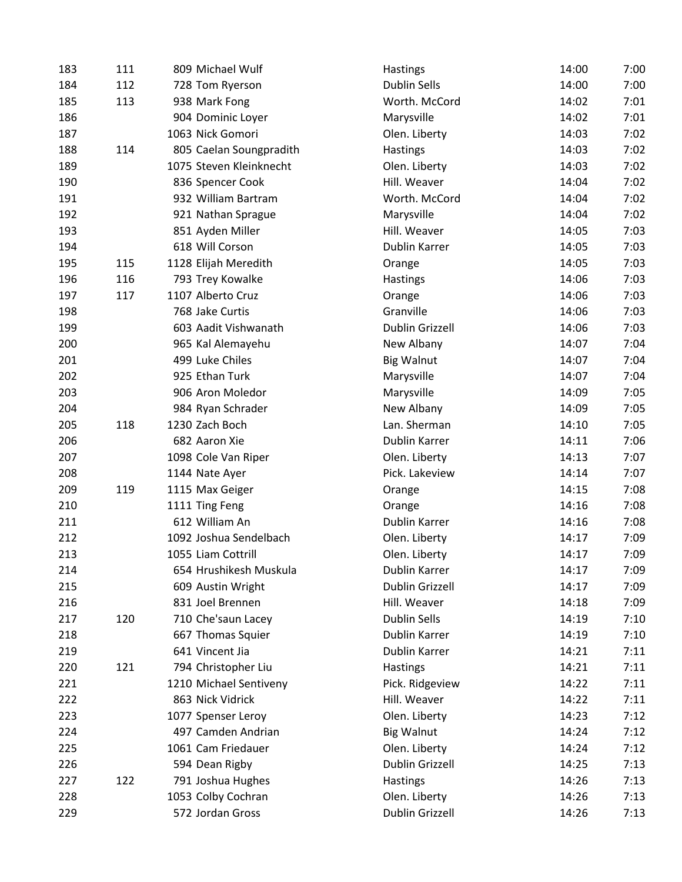| | | | | | | |
|---|---|---|---|---|---|---|
| 183 | 111 | 809 | Michael Wulf | Hastings | 14:00 | 7:00 |
| 184 | 112 | 728 | Tom Ryerson | Dublin Sells | 14:00 | 7:00 |
| 185 | 113 | 938 | Mark Fong | Worth. McCord | 14:02 | 7:01 |
| 186 | | 904 | Dominic Loyer | Marysville | 14:02 | 7:01 |
| 187 | | 1063 | Nick Gomori | Olen. Liberty | 14:03 | 7:02 |
| 188 | 114 | 805 | Caelan Soungpradith | Hastings | 14:03 | 7:02 |
| 189 | | 1075 | Steven Kleinknecht | Olen. Liberty | 14:03 | 7:02 |
| 190 | | 836 | Spencer Cook | Hill. Weaver | 14:04 | 7:02 |
| 191 | | 932 | William Bartram | Worth. McCord | 14:04 | 7:02 |
| 192 | | 921 | Nathan Sprague | Marysville | 14:04 | 7:02 |
| 193 | | 851 | Ayden Miller | Hill. Weaver | 14:05 | 7:03 |
| 194 | | 618 | Will Corson | Dublin Karrer | 14:05 | 7:03 |
| 195 | 115 | 1128 | Elijah Meredith | Orange | 14:05 | 7:03 |
| 196 | 116 | 793 | Trey Kowalke | Hastings | 14:06 | 7:03 |
| 197 | 117 | 1107 | Alberto Cruz | Orange | 14:06 | 7:03 |
| 198 | | 768 | Jake Curtis | Granville | 14:06 | 7:03 |
| 199 | | 603 | Aadit Vishwanath | Dublin Grizzell | 14:06 | 7:03 |
| 200 | | 965 | Kal Alemayehu | New Albany | 14:07 | 7:04 |
| 201 | | 499 | Luke Chiles | Big Walnut | 14:07 | 7:04 |
| 202 | | 925 | Ethan Turk | Marysville | 14:07 | 7:04 |
| 203 | | 906 | Aron Moledor | Marysville | 14:09 | 7:05 |
| 204 | | 984 | Ryan Schrader | New Albany | 14:09 | 7:05 |
| 205 | 118 | 1230 | Zach Boch | Lan. Sherman | 14:10 | 7:05 |
| 206 | | 682 | Aaron Xie | Dublin Karrer | 14:11 | 7:06 |
| 207 | | 1098 | Cole Van Riper | Olen. Liberty | 14:13 | 7:07 |
| 208 | | 1144 | Nate Ayer | Pick. Lakeview | 14:14 | 7:07 |
| 209 | 119 | 1115 | Max Geiger | Orange | 14:15 | 7:08 |
| 210 | | 1111 | Ting Feng | Orange | 14:16 | 7:08 |
| 211 | | 612 | William An | Dublin Karrer | 14:16 | 7:08 |
| 212 | | 1092 | Joshua Sendelbach | Olen. Liberty | 14:17 | 7:09 |
| 213 | | 1055 | Liam Cottrill | Olen. Liberty | 14:17 | 7:09 |
| 214 | | 654 | Hrushikesh Muskula | Dublin Karrer | 14:17 | 7:09 |
| 215 | | 609 | Austin Wright | Dublin Grizzell | 14:17 | 7:09 |
| 216 | | 831 | Joel Brennen | Hill. Weaver | 14:18 | 7:09 |
| 217 | 120 | 710 | Che'saun Lacey | Dublin Sells | 14:19 | 7:10 |
| 218 | | 667 | Thomas Squier | Dublin Karrer | 14:19 | 7:10 |
| 219 | | 641 | Vincent Jia | Dublin Karrer | 14:21 | 7:11 |
| 220 | 121 | 794 | Christopher Liu | Hastings | 14:21 | 7:11 |
| 221 | | 1210 | Michael Sentiveny | Pick. Ridgeview | 14:22 | 7:11 |
| 222 | | 863 | Nick Vidrick | Hill. Weaver | 14:22 | 7:11 |
| 223 | | 1077 | Spenser Leroy | Olen. Liberty | 14:23 | 7:12 |
| 224 | | 497 | Camden Andrian | Big Walnut | 14:24 | 7:12 |
| 225 | | 1061 | Cam Friedauer | Olen. Liberty | 14:24 | 7:12 |
| 226 | | 594 | Dean Rigby | Dublin Grizzell | 14:25 | 7:13 |
| 227 | 122 | 791 | Joshua Hughes | Hastings | 14:26 | 7:13 |
| 228 | | 1053 | Colby Cochran | Olen. Liberty | 14:26 | 7:13 |
| 229 | | 572 | Jordan Gross | Dublin Grizzell | 14:26 | 7:13 |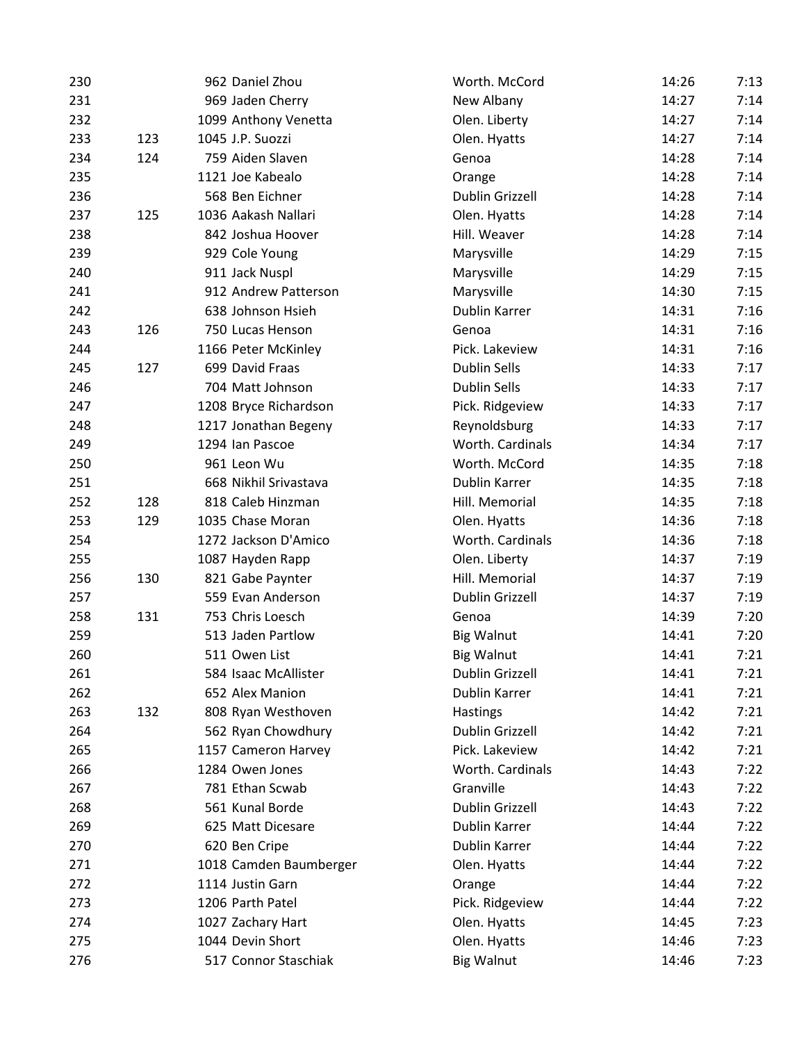| | | | | | | |
|---|---|---|---|---|---|---|
| 230 | | 962 | Daniel Zhou | Worth. McCord | 14:26 | 7:13 |
| 231 | | 969 | Jaden Cherry | New Albany | 14:27 | 7:14 |
| 232 | | 1099 | Anthony Venetta | Olen. Liberty | 14:27 | 7:14 |
| 233 | 123 | 1045 | J.P. Suozzi | Olen. Hyatts | 14:27 | 7:14 |
| 234 | 124 | 759 | Aiden Slaven | Genoa | 14:28 | 7:14 |
| 235 | | 1121 | Joe Kabealo | Orange | 14:28 | 7:14 |
| 236 | | 568 | Ben Eichner | Dublin Grizzell | 14:28 | 7:14 |
| 237 | 125 | 1036 | Aakash Nallari | Olen. Hyatts | 14:28 | 7:14 |
| 238 | | 842 | Joshua Hoover | Hill. Weaver | 14:28 | 7:14 |
| 239 | | 929 | Cole Young | Marysville | 14:29 | 7:15 |
| 240 | | 911 | Jack Nuspl | Marysville | 14:29 | 7:15 |
| 241 | | 912 | Andrew Patterson | Marysville | 14:30 | 7:15 |
| 242 | | 638 | Johnson Hsieh | Dublin Karrer | 14:31 | 7:16 |
| 243 | 126 | 750 | Lucas Henson | Genoa | 14:31 | 7:16 |
| 244 | | 1166 | Peter McKinley | Pick. Lakeview | 14:31 | 7:16 |
| 245 | 127 | 699 | David Fraas | Dublin Sells | 14:33 | 7:17 |
| 246 | | 704 | Matt Johnson | Dublin Sells | 14:33 | 7:17 |
| 247 | | 1208 | Bryce Richardson | Pick. Ridgeview | 14:33 | 7:17 |
| 248 | | 1217 | Jonathan Begeny | Reynoldsburg | 14:33 | 7:17 |
| 249 | | 1294 | Ian Pascoe | Worth. Cardinals | 14:34 | 7:17 |
| 250 | | 961 | Leon Wu | Worth. McCord | 14:35 | 7:18 |
| 251 | | 668 | Nikhil Srivastava | Dublin Karrer | 14:35 | 7:18 |
| 252 | 128 | 818 | Caleb Hinzman | Hill. Memorial | 14:35 | 7:18 |
| 253 | 129 | 1035 | Chase Moran | Olen. Hyatts | 14:36 | 7:18 |
| 254 | | 1272 | Jackson D'Amico | Worth. Cardinals | 14:36 | 7:18 |
| 255 | | 1087 | Hayden Rapp | Olen. Liberty | 14:37 | 7:19 |
| 256 | 130 | 821 | Gabe Paynter | Hill. Memorial | 14:37 | 7:19 |
| 257 | | 559 | Evan Anderson | Dublin Grizzell | 14:37 | 7:19 |
| 258 | 131 | 753 | Chris Loesch | Genoa | 14:39 | 7:20 |
| 259 | | 513 | Jaden Partlow | Big Walnut | 14:41 | 7:20 |
| 260 | | 511 | Owen List | Big Walnut | 14:41 | 7:21 |
| 261 | | 584 | Isaac McAllister | Dublin Grizzell | 14:41 | 7:21 |
| 262 | | 652 | Alex Manion | Dublin Karrer | 14:41 | 7:21 |
| 263 | 132 | 808 | Ryan Westhoven | Hastings | 14:42 | 7:21 |
| 264 | | 562 | Ryan Chowdhury | Dublin Grizzell | 14:42 | 7:21 |
| 265 | | 1157 | Cameron Harvey | Pick. Lakeview | 14:42 | 7:21 |
| 266 | | 1284 | Owen Jones | Worth. Cardinals | 14:43 | 7:22 |
| 267 | | 781 | Ethan Scwab | Granville | 14:43 | 7:22 |
| 268 | | 561 | Kunal Borde | Dublin Grizzell | 14:43 | 7:22 |
| 269 | | 625 | Matt Dicesare | Dublin Karrer | 14:44 | 7:22 |
| 270 | | 620 | Ben Cripe | Dublin Karrer | 14:44 | 7:22 |
| 271 | | 1018 | Camden Baumberger | Olen. Hyatts | 14:44 | 7:22 |
| 272 | | 1114 | Justin Garn | Orange | 14:44 | 7:22 |
| 273 | | 1206 | Parth Patel | Pick. Ridgeview | 14:44 | 7:22 |
| 274 | | 1027 | Zachary Hart | Olen. Hyatts | 14:45 | 7:23 |
| 275 | | 1044 | Devin Short | Olen. Hyatts | 14:46 | 7:23 |
| 276 | | 517 | Connor Staschiak | Big Walnut | 14:46 | 7:23 |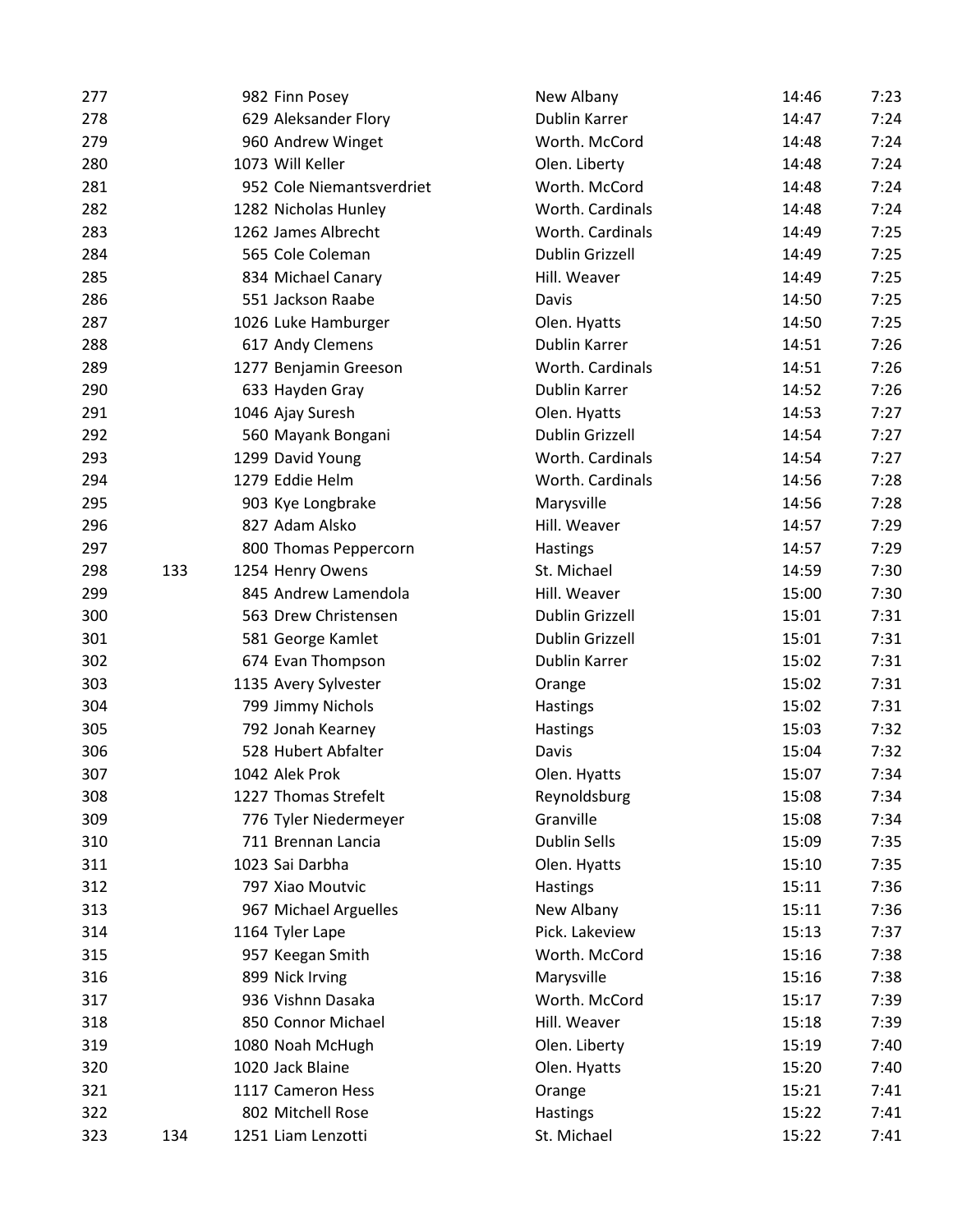| | | | | | | |
|---|---|---|---|---|---|---|
| 277 | | 982 | Finn Posey | New Albany | 14:46 | 7:23 |
| 278 | | 629 | Aleksander Flory | Dublin Karrer | 14:47 | 7:24 |
| 279 | | 960 | Andrew Winget | Worth. McCord | 14:48 | 7:24 |
| 280 | | 1073 | Will Keller | Olen. Liberty | 14:48 | 7:24 |
| 281 | | 952 | Cole Niemantsverdriet | Worth. McCord | 14:48 | 7:24 |
| 282 | | 1282 | Nicholas Hunley | Worth. Cardinals | 14:48 | 7:24 |
| 283 | | 1262 | James Albrecht | Worth. Cardinals | 14:49 | 7:25 |
| 284 | | 565 | Cole Coleman | Dublin Grizzell | 14:49 | 7:25 |
| 285 | | 834 | Michael Canary | Hill. Weaver | 14:49 | 7:25 |
| 286 | | 551 | Jackson Raabe | Davis | 14:50 | 7:25 |
| 287 | | 1026 | Luke Hamburger | Olen. Hyatts | 14:50 | 7:25 |
| 288 | | 617 | Andy Clemens | Dublin Karrer | 14:51 | 7:26 |
| 289 | | 1277 | Benjamin Greeson | Worth. Cardinals | 14:51 | 7:26 |
| 290 | | 633 | Hayden Gray | Dublin Karrer | 14:52 | 7:26 |
| 291 | | 1046 | Ajay Suresh | Olen. Hyatts | 14:53 | 7:27 |
| 292 | | 560 | Mayank Bongani | Dublin Grizzell | 14:54 | 7:27 |
| 293 | | 1299 | David Young | Worth. Cardinals | 14:54 | 7:27 |
| 294 | | 1279 | Eddie Helm | Worth. Cardinals | 14:56 | 7:28 |
| 295 | | 903 | Kye Longbrake | Marysville | 14:56 | 7:28 |
| 296 | | 827 | Adam Alsko | Hill. Weaver | 14:57 | 7:29 |
| 297 | | 800 | Thomas Peppercorn | Hastings | 14:57 | 7:29 |
| 298 | 133 | 1254 | Henry Owens | St. Michael | 14:59 | 7:30 |
| 299 | | 845 | Andrew Lamendola | Hill. Weaver | 15:00 | 7:30 |
| 300 | | 563 | Drew Christensen | Dublin Grizzell | 15:01 | 7:31 |
| 301 | | 581 | George Kamlet | Dublin Grizzell | 15:01 | 7:31 |
| 302 | | 674 | Evan Thompson | Dublin Karrer | 15:02 | 7:31 |
| 303 | | 1135 | Avery Sylvester | Orange | 15:02 | 7:31 |
| 304 | | 799 | Jimmy Nichols | Hastings | 15:02 | 7:31 |
| 305 | | 792 | Jonah Kearney | Hastings | 15:03 | 7:32 |
| 306 | | 528 | Hubert Abfalter | Davis | 15:04 | 7:32 |
| 307 | | 1042 | Alek Prok | Olen. Hyatts | 15:07 | 7:34 |
| 308 | | 1227 | Thomas Strefelt | Reynoldsburg | 15:08 | 7:34 |
| 309 | | 776 | Tyler Niedermeyer | Granville | 15:08 | 7:34 |
| 310 | | 711 | Brennan Lancia | Dublin Sells | 15:09 | 7:35 |
| 311 | | 1023 | Sai Darbha | Olen. Hyatts | 15:10 | 7:35 |
| 312 | | 797 | Xiao Moutvic | Hastings | 15:11 | 7:36 |
| 313 | | 967 | Michael Arguelles | New Albany | 15:11 | 7:36 |
| 314 | | 1164 | Tyler Lape | Pick. Lakeview | 15:13 | 7:37 |
| 315 | | 957 | Keegan Smith | Worth. McCord | 15:16 | 7:38 |
| 316 | | 899 | Nick Irving | Marysville | 15:16 | 7:38 |
| 317 | | 936 | Vishnn Dasaka | Worth. McCord | 15:17 | 7:39 |
| 318 | | 850 | Connor Michael | Hill. Weaver | 15:18 | 7:39 |
| 319 | | 1080 | Noah McHugh | Olen. Liberty | 15:19 | 7:40 |
| 320 | | 1020 | Jack Blaine | Olen. Hyatts | 15:20 | 7:40 |
| 321 | | 1117 | Cameron Hess | Orange | 15:21 | 7:41 |
| 322 | | 802 | Mitchell Rose | Hastings | 15:22 | 7:41 |
| 323 | 134 | 1251 | Liam Lenzotti | St. Michael | 15:22 | 7:41 |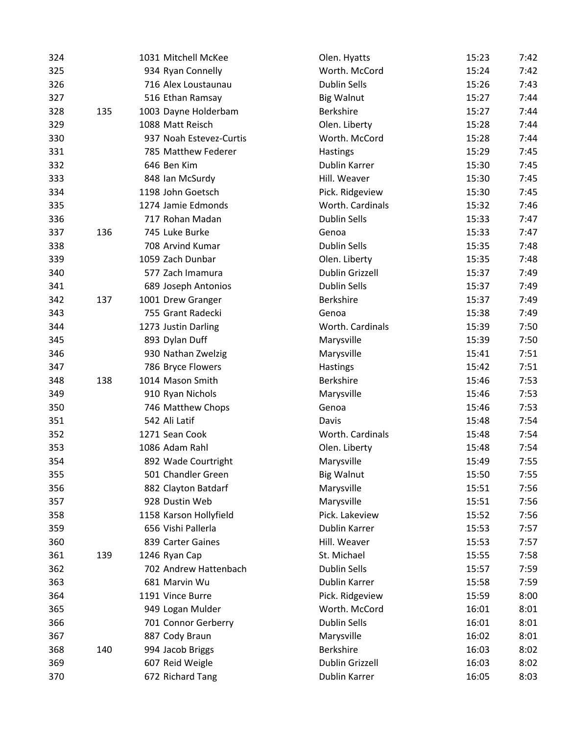| | | | | | | |
|---|---|---|---|---|---|---|
| 324 | | 1031 | Mitchell McKee | Olen. Hyatts | 15:23 | 7:42 |
| 325 | | 934 | Ryan Connelly | Worth. McCord | 15:24 | 7:42 |
| 326 | | 716 | Alex Loustaunau | Dublin Sells | 15:26 | 7:43 |
| 327 | | 516 | Ethan Ramsay | Big Walnut | 15:27 | 7:44 |
| 328 | 135 | 1003 | Dayne Holderbam | Berkshire | 15:27 | 7:44 |
| 329 | | 1088 | Matt Reisch | Olen. Liberty | 15:28 | 7:44 |
| 330 | | 937 | Noah Estevez-Curtis | Worth. McCord | 15:28 | 7:44 |
| 331 | | 785 | Matthew Federer | Hastings | 15:29 | 7:45 |
| 332 | | 646 | Ben Kim | Dublin Karrer | 15:30 | 7:45 |
| 333 | | 848 | Ian McSurdy | Hill. Weaver | 15:30 | 7:45 |
| 334 | | 1198 | John Goetsch | Pick. Ridgeview | 15:30 | 7:45 |
| 335 | | 1274 | Jamie Edmonds | Worth. Cardinals | 15:32 | 7:46 |
| 336 | | 717 | Rohan Madan | Dublin Sells | 15:33 | 7:47 |
| 337 | 136 | 745 | Luke Burke | Genoa | 15:33 | 7:47 |
| 338 | | 708 | Arvind Kumar | Dublin Sells | 15:35 | 7:48 |
| 339 | | 1059 | Zach Dunbar | Olen. Liberty | 15:35 | 7:48 |
| 340 | | 577 | Zach Imamura | Dublin Grizzell | 15:37 | 7:49 |
| 341 | | 689 | Joseph Antonios | Dublin Sells | 15:37 | 7:49 |
| 342 | 137 | 1001 | Drew Granger | Berkshire | 15:37 | 7:49 |
| 343 | | 755 | Grant Radecki | Genoa | 15:38 | 7:49 |
| 344 | | 1273 | Justin Darling | Worth. Cardinals | 15:39 | 7:50 |
| 345 | | 893 | Dylan Duff | Marysville | 15:39 | 7:50 |
| 346 | | 930 | Nathan Zwelzig | Marysville | 15:41 | 7:51 |
| 347 | | 786 | Bryce Flowers | Hastings | 15:42 | 7:51 |
| 348 | 138 | 1014 | Mason Smith | Berkshire | 15:46 | 7:53 |
| 349 | | 910 | Ryan Nichols | Marysville | 15:46 | 7:53 |
| 350 | | 746 | Matthew Chops | Genoa | 15:46 | 7:53 |
| 351 | | 542 | Ali Latif | Davis | 15:48 | 7:54 |
| 352 | | 1271 | Sean Cook | Worth. Cardinals | 15:48 | 7:54 |
| 353 | | 1086 | Adam Rahl | Olen. Liberty | 15:48 | 7:54 |
| 354 | | 892 | Wade Courtright | Marysville | 15:49 | 7:55 |
| 355 | | 501 | Chandler Green | Big Walnut | 15:50 | 7:55 |
| 356 | | 882 | Clayton Batdarf | Marysville | 15:51 | 7:56 |
| 357 | | 928 | Dustin Web | Marysville | 15:51 | 7:56 |
| 358 | | 1158 | Karson Hollyfield | Pick. Lakeview | 15:52 | 7:56 |
| 359 | | 656 | Vishi Pallerla | Dublin Karrer | 15:53 | 7:57 |
| 360 | | 839 | Carter Gaines | Hill. Weaver | 15:53 | 7:57 |
| 361 | 139 | 1246 | Ryan Cap | St. Michael | 15:55 | 7:58 |
| 362 | | 702 | Andrew Hattenbach | Dublin Sells | 15:57 | 7:59 |
| 363 | | 681 | Marvin Wu | Dublin Karrer | 15:58 | 7:59 |
| 364 | | 1191 | Vince Burre | Pick. Ridgeview | 15:59 | 8:00 |
| 365 | | 949 | Logan Mulder | Worth. McCord | 16:01 | 8:01 |
| 366 | | 701 | Connor Gerberry | Dublin Sells | 16:01 | 8:01 |
| 367 | | 887 | Cody Braun | Marysville | 16:02 | 8:01 |
| 368 | 140 | 994 | Jacob Briggs | Berkshire | 16:03 | 8:02 |
| 369 | | 607 | Reid Weigle | Dublin Grizzell | 16:03 | 8:02 |
| 370 | | 672 | Richard Tang | Dublin Karrer | 16:05 | 8:03 |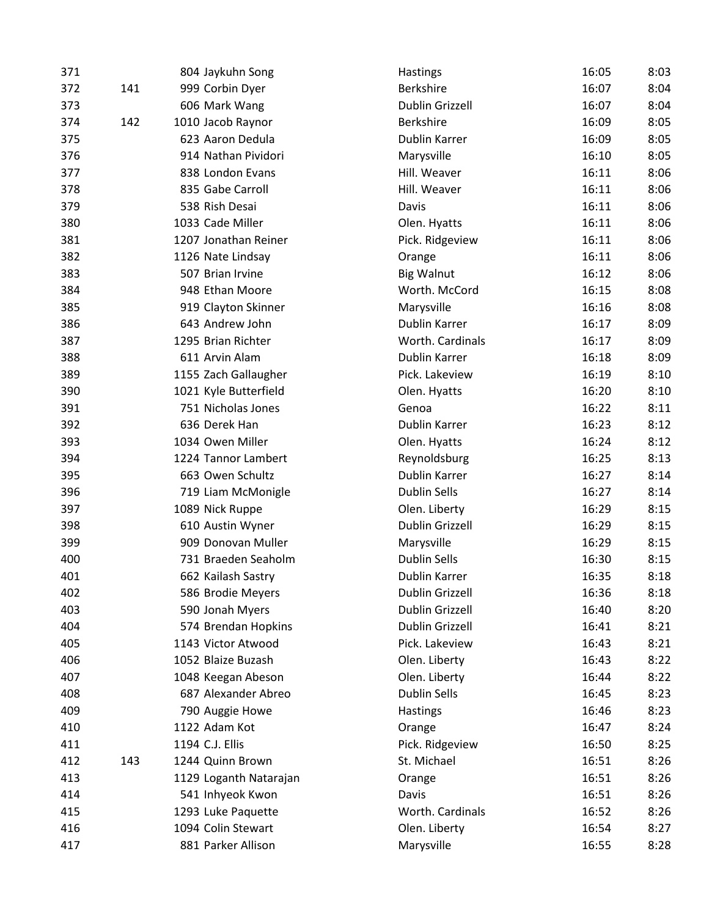| | | | | | | |
|---|---|---|---|---|---|---|
| 371 | | 804 | Jaykuhn Song | Hastings | 16:05 | 8:03 |
| 372 | 141 | 999 | Corbin Dyer | Berkshire | 16:07 | 8:04 |
| 373 | | 606 | Mark Wang | Dublin Grizzell | 16:07 | 8:04 |
| 374 | 142 | 1010 | Jacob Raynor | Berkshire | 16:09 | 8:05 |
| 375 | | 623 | Aaron Dedula | Dublin Karrer | 16:09 | 8:05 |
| 376 | | 914 | Nathan Pividori | Marysville | 16:10 | 8:05 |
| 377 | | 838 | London Evans | Hill. Weaver | 16:11 | 8:06 |
| 378 | | 835 | Gabe Carroll | Hill. Weaver | 16:11 | 8:06 |
| 379 | | 538 | Rish Desai | Davis | 16:11 | 8:06 |
| 380 | | 1033 | Cade Miller | Olen. Hyatts | 16:11 | 8:06 |
| 381 | | 1207 | Jonathan Reiner | Pick. Ridgeview | 16:11 | 8:06 |
| 382 | | 1126 | Nate Lindsay | Orange | 16:11 | 8:06 |
| 383 | | 507 | Brian Irvine | Big Walnut | 16:12 | 8:06 |
| 384 | | 948 | Ethan Moore | Worth. McCord | 16:15 | 8:08 |
| 385 | | 919 | Clayton Skinner | Marysville | 16:16 | 8:08 |
| 386 | | 643 | Andrew John | Dublin Karrer | 16:17 | 8:09 |
| 387 | | 1295 | Brian Richter | Worth. Cardinals | 16:17 | 8:09 |
| 388 | | 611 | Arvin Alam | Dublin Karrer | 16:18 | 8:09 |
| 389 | | 1155 | Zach Gallaugher | Pick. Lakeview | 16:19 | 8:10 |
| 390 | | 1021 | Kyle Butterfield | Olen. Hyatts | 16:20 | 8:10 |
| 391 | | 751 | Nicholas Jones | Genoa | 16:22 | 8:11 |
| 392 | | 636 | Derek Han | Dublin Karrer | 16:23 | 8:12 |
| 393 | | 1034 | Owen Miller | Olen. Hyatts | 16:24 | 8:12 |
| 394 | | 1224 | Tannor Lambert | Reynoldsburg | 16:25 | 8:13 |
| 395 | | 663 | Owen Schultz | Dublin Karrer | 16:27 | 8:14 |
| 396 | | 719 | Liam McMonigle | Dublin Sells | 16:27 | 8:14 |
| 397 | | 1089 | Nick Ruppe | Olen. Liberty | 16:29 | 8:15 |
| 398 | | 610 | Austin Wyner | Dublin Grizzell | 16:29 | 8:15 |
| 399 | | 909 | Donovan Muller | Marysville | 16:29 | 8:15 |
| 400 | | 731 | Braeden Seaholm | Dublin Sells | 16:30 | 8:15 |
| 401 | | 662 | Kailash Sastry | Dublin Karrer | 16:35 | 8:18 |
| 402 | | 586 | Brodie Meyers | Dublin Grizzell | 16:36 | 8:18 |
| 403 | | 590 | Jonah Myers | Dublin Grizzell | 16:40 | 8:20 |
| 404 | | 574 | Brendan Hopkins | Dublin Grizzell | 16:41 | 8:21 |
| 405 | | 1143 | Victor Atwood | Pick. Lakeview | 16:43 | 8:21 |
| 406 | | 1052 | Blaize Buzash | Olen. Liberty | 16:43 | 8:22 |
| 407 | | 1048 | Keegan Abeson | Olen. Liberty | 16:44 | 8:22 |
| 408 | | 687 | Alexander Abreo | Dublin Sells | 16:45 | 8:23 |
| 409 | | 790 | Auggie Howe | Hastings | 16:46 | 8:23 |
| 410 | | 1122 | Adam Kot | Orange | 16:47 | 8:24 |
| 411 | | 1194 | C.J. Ellis | Pick. Ridgeview | 16:50 | 8:25 |
| 412 | 143 | 1244 | Quinn Brown | St. Michael | 16:51 | 8:26 |
| 413 | | 1129 | Loganth Natarajan | Orange | 16:51 | 8:26 |
| 414 | | 541 | Inhyeok Kwon | Davis | 16:51 | 8:26 |
| 415 | | 1293 | Luke Paquette | Worth. Cardinals | 16:52 | 8:26 |
| 416 | | 1094 | Colin Stewart | Olen. Liberty | 16:54 | 8:27 |
| 417 | | 881 | Parker Allison | Marysville | 16:55 | 8:28 |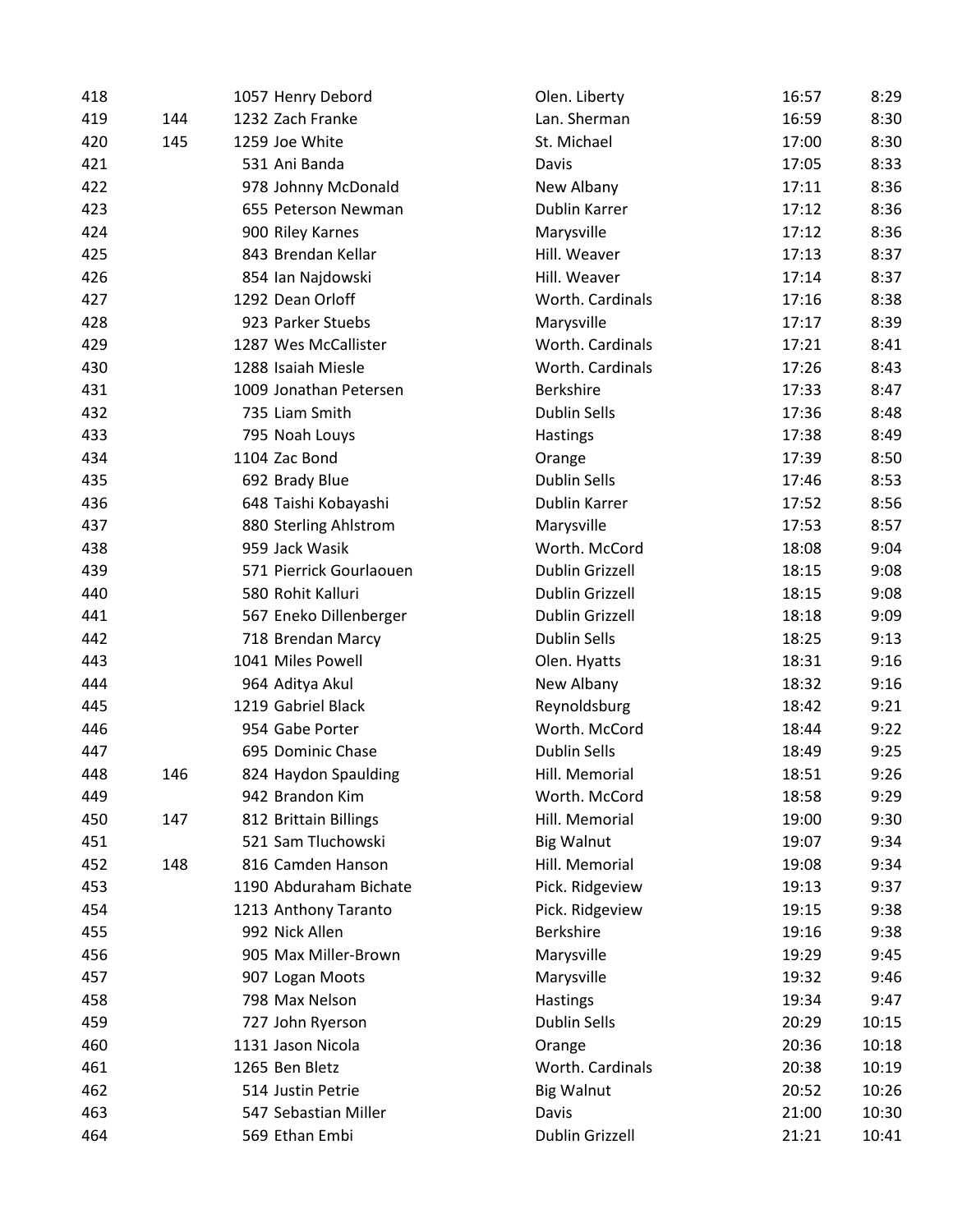| | | | | | | |
|---|---|---|---|---|---|---|
| 418 | | 1057 | Henry Debord | Olen. Liberty | 16:57 | 8:29 |
| 419 | 144 | 1232 | Zach Franke | Lan. Sherman | 16:59 | 8:30 |
| 420 | 145 | 1259 | Joe White | St. Michael | 17:00 | 8:30 |
| 421 | | 531 | Ani Banda | Davis | 17:05 | 8:33 |
| 422 | | 978 | Johnny McDonald | New Albany | 17:11 | 8:36 |
| 423 | | 655 | Peterson Newman | Dublin Karrer | 17:12 | 8:36 |
| 424 | | 900 | Riley Karnes | Marysville | 17:12 | 8:36 |
| 425 | | 843 | Brendan Kellar | Hill. Weaver | 17:13 | 8:37 |
| 426 | | 854 | Ian Najdowski | Hill. Weaver | 17:14 | 8:37 |
| 427 | | 1292 | Dean Orloff | Worth. Cardinals | 17:16 | 8:38 |
| 428 | | 923 | Parker Stuebs | Marysville | 17:17 | 8:39 |
| 429 | | 1287 | Wes McCallister | Worth. Cardinals | 17:21 | 8:41 |
| 430 | | 1288 | Isaiah Miesle | Worth. Cardinals | 17:26 | 8:43 |
| 431 | | 1009 | Jonathan Petersen | Berkshire | 17:33 | 8:47 |
| 432 | | 735 | Liam Smith | Dublin Sells | 17:36 | 8:48 |
| 433 | | 795 | Noah Louys | Hastings | 17:38 | 8:49 |
| 434 | | 1104 | Zac Bond | Orange | 17:39 | 8:50 |
| 435 | | 692 | Brady Blue | Dublin Sells | 17:46 | 8:53 |
| 436 | | 648 | Taishi Kobayashi | Dublin Karrer | 17:52 | 8:56 |
| 437 | | 880 | Sterling Ahlstrom | Marysville | 17:53 | 8:57 |
| 438 | | 959 | Jack Wasik | Worth. McCord | 18:08 | 9:04 |
| 439 | | 571 | Pierrick Gourlaouen | Dublin Grizzell | 18:15 | 9:08 |
| 440 | | 580 | Rohit Kalluri | Dublin Grizzell | 18:15 | 9:08 |
| 441 | | 567 | Eneko Dillenberger | Dublin Grizzell | 18:18 | 9:09 |
| 442 | | 718 | Brendan Marcy | Dublin Sells | 18:25 | 9:13 |
| 443 | | 1041 | Miles Powell | Olen. Hyatts | 18:31 | 9:16 |
| 444 | | 964 | Aditya Akul | New Albany | 18:32 | 9:16 |
| 445 | | 1219 | Gabriel Black | Reynoldsburg | 18:42 | 9:21 |
| 446 | | 954 | Gabe Porter | Worth. McCord | 18:44 | 9:22 |
| 447 | | 695 | Dominic Chase | Dublin Sells | 18:49 | 9:25 |
| 448 | 146 | 824 | Haydon Spaulding | Hill. Memorial | 18:51 | 9:26 |
| 449 | | 942 | Brandon Kim | Worth. McCord | 18:58 | 9:29 |
| 450 | 147 | 812 | Brittain Billings | Hill. Memorial | 19:00 | 9:30 |
| 451 | | 521 | Sam Tluchowski | Big Walnut | 19:07 | 9:34 |
| 452 | 148 | 816 | Camden Hanson | Hill. Memorial | 19:08 | 9:34 |
| 453 | | 1190 | Abduraham Bichate | Pick. Ridgeview | 19:13 | 9:37 |
| 454 | | 1213 | Anthony Taranto | Pick. Ridgeview | 19:15 | 9:38 |
| 455 | | 992 | Nick Allen | Berkshire | 19:16 | 9:38 |
| 456 | | 905 | Max Miller-Brown | Marysville | 19:29 | 9:45 |
| 457 | | 907 | Logan Moots | Marysville | 19:32 | 9:46 |
| 458 | | 798 | Max Nelson | Hastings | 19:34 | 9:47 |
| 459 | | 727 | John Ryerson | Dublin Sells | 20:29 | 10:15 |
| 460 | | 1131 | Jason Nicola | Orange | 20:36 | 10:18 |
| 461 | | 1265 | Ben Bletz | Worth. Cardinals | 20:38 | 10:19 |
| 462 | | 514 | Justin Petrie | Big Walnut | 20:52 | 10:26 |
| 463 | | 547 | Sebastian Miller | Davis | 21:00 | 10:30 |
| 464 | | 569 | Ethan Embi | Dublin Grizzell | 21:21 | 10:41 |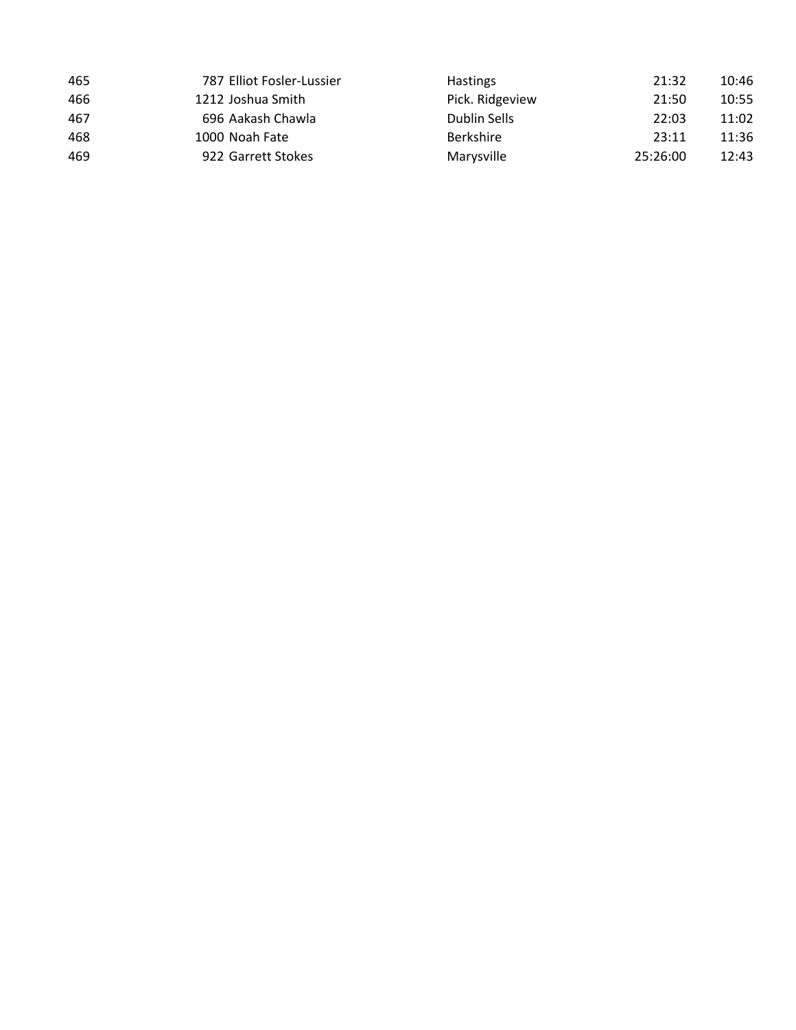| | | | | | |
|---|---|---|---|---|---|
| 465 | 787 | Elliot Fosler-Lussier | Hastings | 21:32 | 10:46 |
| 466 | 1212 | Joshua Smith | Pick. Ridgeview | 21:50 | 10:55 |
| 467 | 696 | Aakash Chawla | Dublin Sells | 22:03 | 11:02 |
| 468 | 1000 | Noah Fate | Berkshire | 23:11 | 11:36 |
| 469 | 922 | Garrett Stokes | Marysville | 25:26:00 | 12:43 |